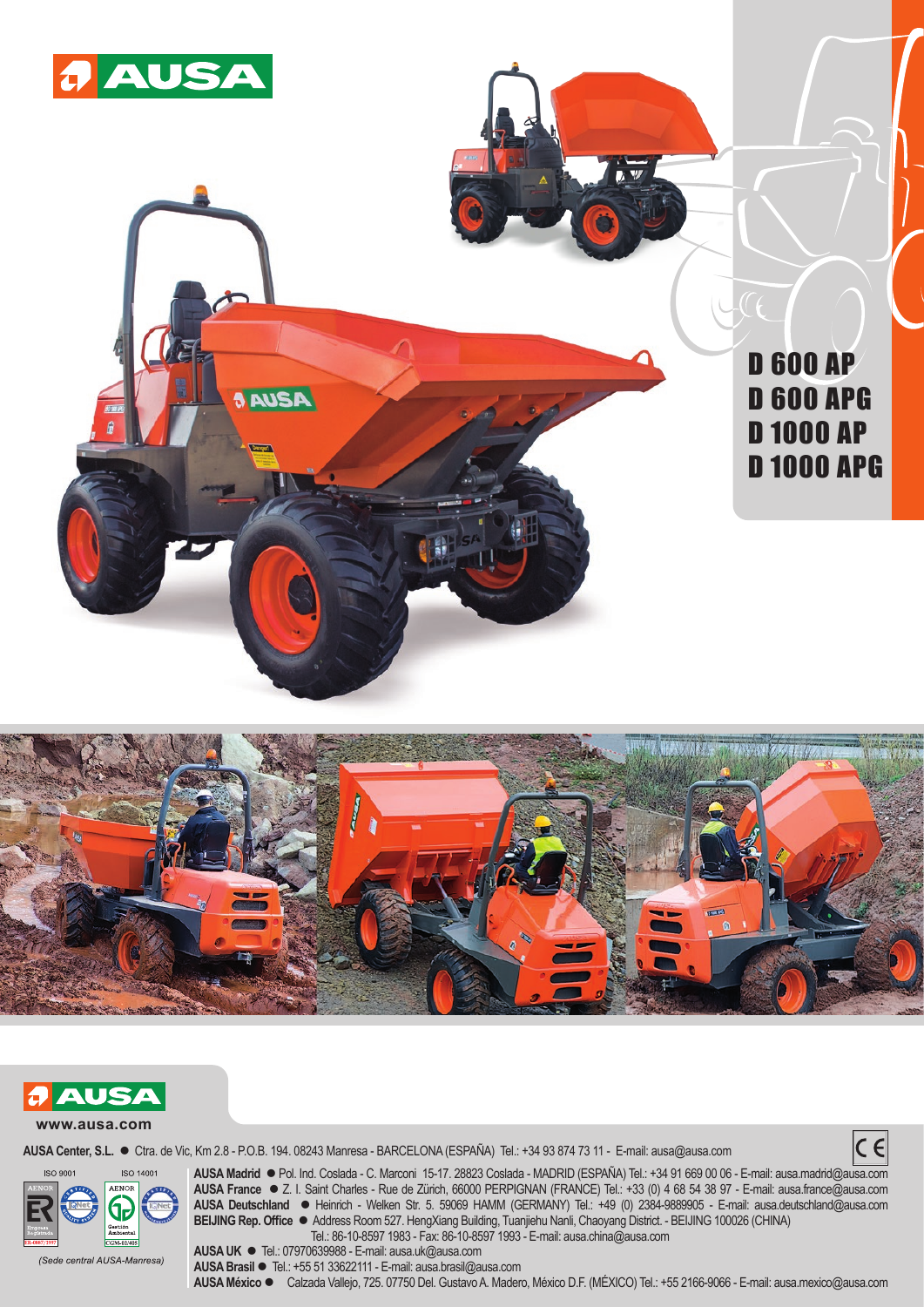# D 600 AP
# D 600 APG
# D 1000 AP
# D 1000 APG

www.ausa.com

**AUSA Center, S.L.** ● Ctra. de Vic, Km 2.8 - P.O.B. 194. 08243 Manresa - BARCELONA (ESPAÑA) Tel.: +34 93 874 73 11 - E-mail: ausa@ausa.com

ISO 9001 ISO 14001

ER-0687/1997 CGM-03/405

*(Sede central AUSA-Manresa)*

**AUSA Madrid** ● Pol. Ind. Coslada - C. Marconi 15-17. 28823 Coslada - MADRID (ESPAÑA) Tel.: +34 91 669 00 06 - E-mail: ausa.madrid@ausa.com
**AUSA France** ● Z. I. Saint Charles - Rue de Zürich, 66000 PERPIGNAN (FRANCE) Tel.: +33 (0) 4 68 54 38 97 - E-mail: ausa.france@ausa.com
**AUSA Deutschland** ● Heinrich - Welken Str. 5. 59069 HAMM (GERMANY) Tel.: +49 (0) 2384-9889905 - E-mail: ausa.deutschland@ausa.com
**BEIJING Rep. Office** ● Address Room 527. HengXiang Building, Tuanjiehu Nanli, Chaoyang District. - BEIJING 100026 (CHINA) Tel.: 86-10-8597 1983 - Fax: 86-10-8597 1993 - E-mail: ausa.china@ausa.com
**AUSA UK** ● Tel.: 07970639988 - E-mail: ausa.uk@ausa.com
**AUSA Brasil** ● Tel.: +55 51 33622111 - E-mail: ausa.brasil@ausa.com
**AUSA México** ● Calzada Vallejo, 725. 07750 Del. Gustavo A. Madero, México D.F. (MÉXICO) Tel.: +55 2166-9066 - E-mail: ausa.mexico@ausa.com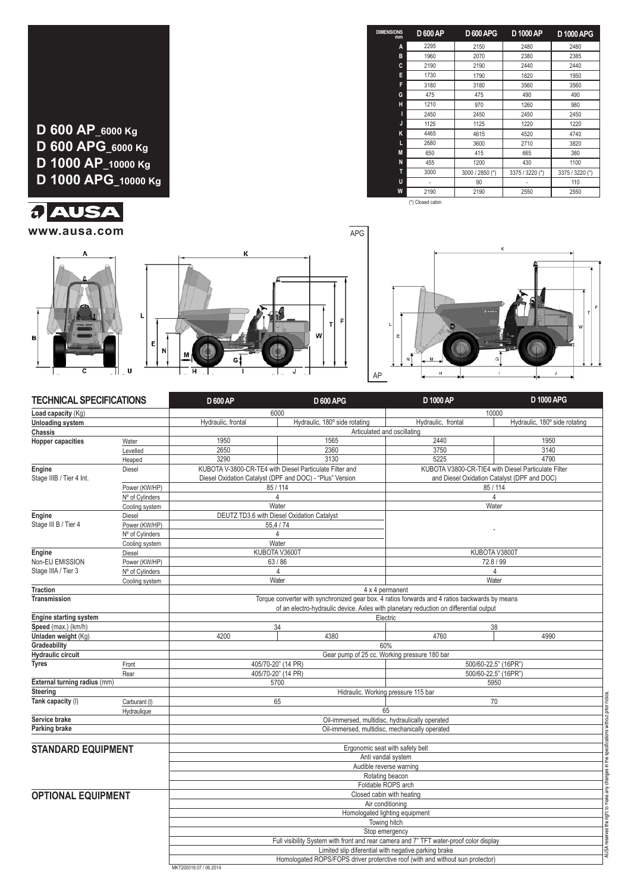# D 600 AP_6000 Kg
# D 600 APG_6000 Kg
# D 1000 AP_10000 Kg
# D 1000 APG_10000 Kg

AUSA

www.ausa.com

| DIMENSIONS mm | D 600 AP | D 600 APG | D 1000 AP | D 1000 APG |
|---|---|---|---|---|
| A | 2295 | 2150 | 2480 | 2480 |
| B | 1960 | 2070 | 2380 | 2385 |
| C | 2190 | 2190 | 2440 | 2440 |
| E | 1730 | 1790 | 1820 | 1950 |
| F | 3180 | 3180 | 3560 | 3560 |
| G | 475 | 475 | 490 | 490 |
| H | 1210 | 970 | 1260 | 980 |
| I | 2450 | 2450 | 2450 | 2450 |
| J | 1125 | 1125 | 1220 | 1220 |
| K | 4465 | 4615 | 4520 | 4740 |
| L | 2680 | 3600 | 2710 | 3820 |
| M | 650 | 415 | 665 | 380 |
| N | 455 | 1200 | 430 | 1100 |
| T | 3000 | 3000 / 2850 (*) | 3375 / 3220 (*) | 3375 / 3220 (*) |
| U | - | 90 | - | 110 |
| W | 2190 | 2190 | 2550 | 2550 |

(*) Closed cabin

AP

APG

## TECHNICAL SPECIFICATIONS

| | | D 600 AP | D 600 APG | D 1000 AP | D 1000 APG |
|---|---|---|---|---|---|
| **Load capacity** (Kg) | | 6000 | | 10000 | |
| **Unloading system** | | Hydraulic, frontal | Hydraulic, 180º side rotating | Hydraulic, frontal | Hydraulic, 180º side rotating |
| **Chassis** | | Articulated and oscillating | | | |
| **Hopper capacities** | Water | 1950 | 1565 | 2440 | 1950 |
| | Levelled | 2650 | 2360 | 3750 | 3140 |
| | Heaped | 3290 | 3130 | 5225 | 4790 |
| **Engine** Stage IIIB / Tier 4 Int. | Diesel | KUBOTA V-3800-CR-TE4 with Diesel Particulate Filter and Diesel Oxidation Catalyst (DPF and DOC) - "Plus" Version | | KUBOTA V3800-CR-TIE4 with Diesel Particulate Filter and Diesel Oxidation Catalyst (DPF and DOC) | |
| | Power (KW/HP) | 85 / 114 | | 85 / 114 | |
| | Nº of Cylinders | 4 | | 4 | |
| | Cooling system | Water | | Water | |
| **Engine** Stage III B / Tier 4 | Diesel | DEUTZ TD3.6 with Diesel Oxidation Catalyst | | - | |
| | Power (KW/HP) | 55,4 / 74 | | | |
| | Nº of Cylinders | 4 | | | |
| | Cooling system | Water | | | |
| **Engine** Non-EU EMISSION Stage IIIA / Tier 3 | Diesel | KUBOTA V3600T | | KUBOTA V3800T | |
| | Power (KW/HP) | 63 / 86 | | 72.8 / 99 | |
| | Nº of Cylinders | 4 | | 4 | |
| | Cooling system | Water | | Water | |
| **Traction** | | 4 x 4 permanent | | | |
| **Transmission** | | Torque converter with synchronized gear box. 4 ratios forwards and 4 ratios backwards by means of an electro-hydraulic device. Axles with planetary reduction on differential output | | | |
| **Engine starting system** | | Electric | | | |
| **Speed** (max.) (km/h) | | 34 | | 38 | |
| **Unladen weight** (Kg) | | 4200 | 4380 | 4760 | 4990 |
| **Gradeability** | | 60% | | | |
| **Hydraulic circuit** | | Gear pump of 25 cc. Working pressure 180 bar | | | |
| **Tyres** | Front | 405/70-20" (14 PR) | | 500/60-22,5" (16PR") | |
| | Rear | 405/70-20" (14 PR) | | 500/60-22,5" (16PR") | |
| **External turning radius** (mm) | | 5700 | | 5950 | |
| **Steering** | | Hidraulic. Working pressure 115 bar | | | |
| **Tank capacity** (l) | Carburant (l) | 65 | | 70 | |
| | Hydraulique | 65 | | | |
| **Service brake** | | Oil-immersed, multidisc, hydraulically operated | | | |
| **Parking brake** | | Oil-immersed, multidisc, mechanically operated | | | |

## STANDARD EQUIPMENT

- Ergonomic seat with safety belt
- Anti vandal system
- Audible reverse warning
- Rotating beacon
- Foldable ROPS arch

## OPTIONAL EQUIPMENT

- Closed cabin with heating
- Air conditioning
- Homologated lighting equipment
- Towing hitch
- Stop emergency
- Full visibility System with front and rear camera and 7" TFT water-proof color display
- Limited slip diferential with negative parking brake
- Homologated ROPS/FOPS driver protective roof (with and without sun protector)

MKT200019.07 / 06.2014

AUSA reserves the right to make any changes in the specifications without prior notice.